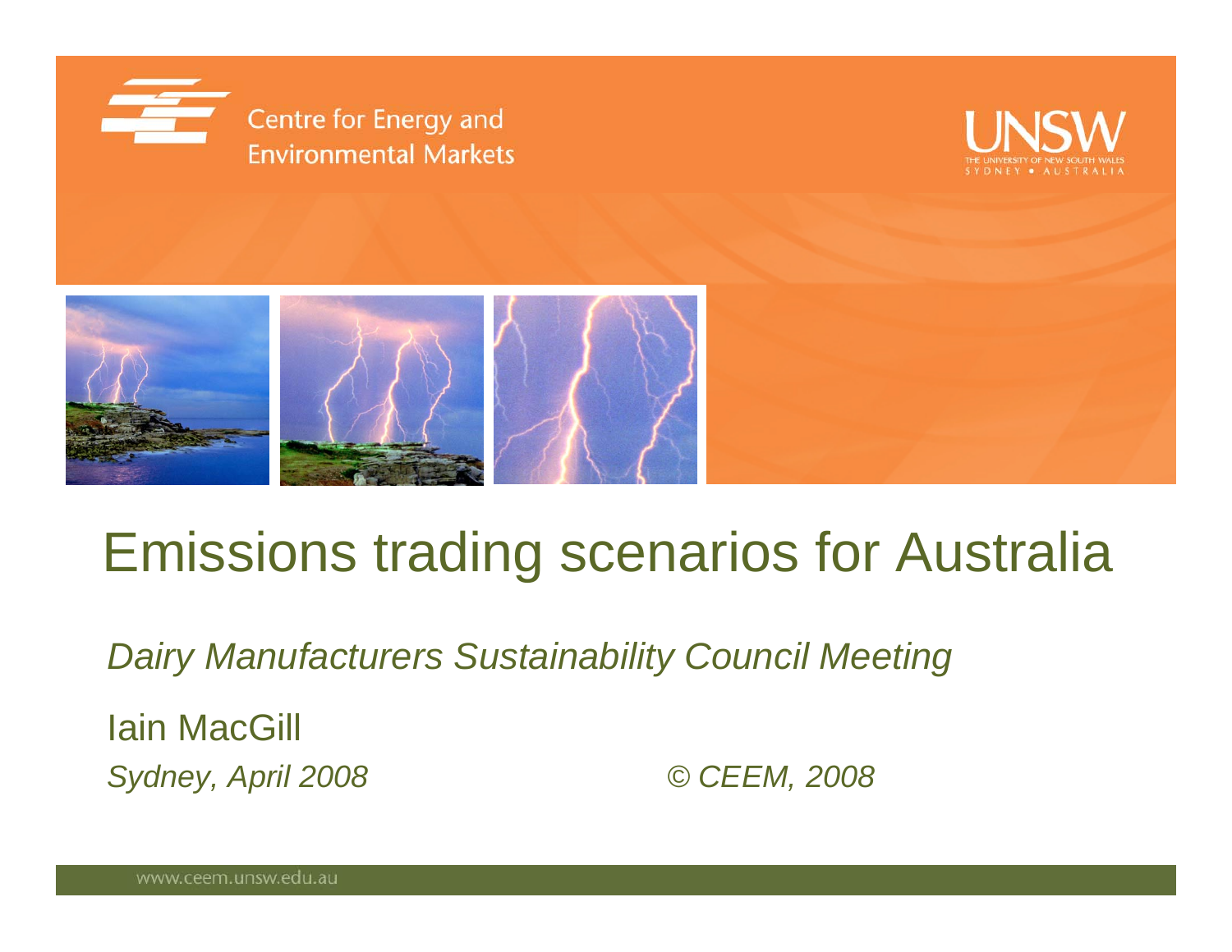Centre for Energy and Environmental Markets

UNSW THE UNIVERSITY OF NEW SOUTH WALES SYDNEY • AUSTRALIA

# Emissions trading scenarios for Australia

*Dairy Manufacturers Sustainability Council Meeting*

Iain MacGill

*Sydney, April 2008*

*© CEEM, 2008*

www.ceem.unsw.edu.au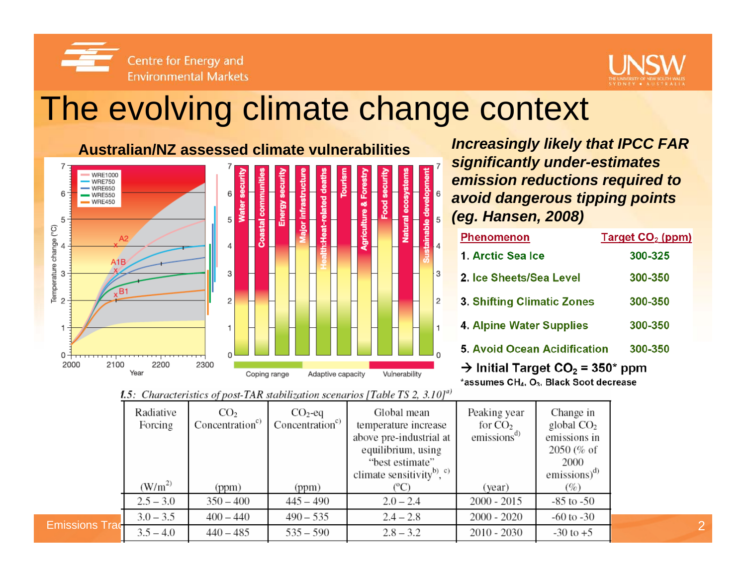# The evolving climate change context

**Australian/NZ assessed climate vulnerabilities**

***Increasingly likely that IPCC FAR significantly under-estimates emission reductions required to avoid dangerous tipping points (eg. Hansen, 2008)***

| Phenomenon | Target $CO_2$ (ppm) |
|---|---|
| 1. Arctic Sea Ice | 300-325 |
| 2. Ice Sheets/Sea Level | 300-350 |
| 3. Shifting Climatic Zones | 300-350 |
| 4. Alpine Water Supplies | 300-350 |
| 5. Avoid Ocean Acidification | 300-350 |

→ **Initial Target $CO_2$ = 350* ppm**

*assumes $CH_4$, $O_3$, Black Soot decrease

*1.5: Characteristics of post-TAR stabilization scenarios [Table TS 2, 3.10][a]*

| Radiative Forcing (W/m[2]) | $CO_2$ Concentration[c] (ppm) | $CO_2$-eq Concentration[c] (ppm) | Global mean temperature increase above pre-industrial at equilibrium, using "best estimate" climate sensitivity[b], [c] (ºC) | Peaking year for $CO_2$ emissions[d] (year) | Change in global $CO_2$ emissions in 2050 (% of 2000 emissions)[d] (%) |
|---|---|---|---|---|---|
| 2.5 – 3.0 | 350 – 400 | 445 – 490 | 2.0 – 2.4 | 2000 - 2015 | -85 to -50 |
| 3.0 – 3.5 | 400 – 440 | 490 – 535 | 2.4 – 2.8 | 2000 - 2020 | -60 to -30 |
| 3.5 – 4.0 | 440 – 485 | 535 – 590 | 2.8 – 3.2 | 2010 - 2030 | -30 to +5 |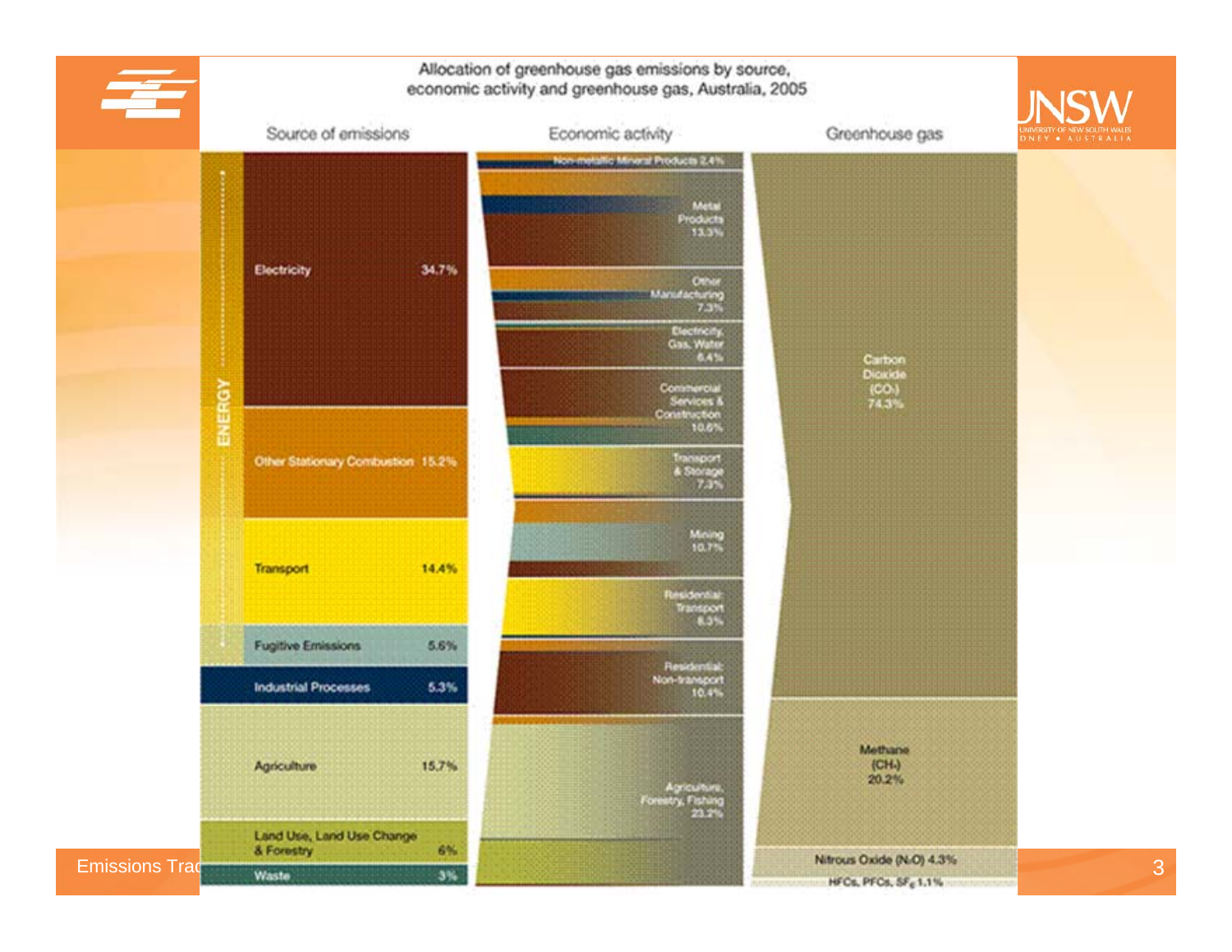## Allocation of greenhouse gas emissions by source, economic activity and greenhouse gas, Australia, 2005

**Source of emissions**

ENERGY

- Electricity 34.7%
- Other Stationary Combustion 15.2%
- Transport 14.4%
- Fugitive Emissions 5.6%

Non-energy

- Industrial Processes 5.3%
- Agriculture 15.7%
- Land Use, Land Use Change & Forestry 6%
- Waste 3%

**Economic activity**

- Non-metallic Mineral Products 2.4%
- Metal Products 13.3%
- Other Manufacturing 7.3%
- Electricity, Gas, Water 6.4%
- Commercial Services & Construction 10.6%
- Transport & Storage 7.3%
- Mining 10.7%
- Residential: Transport 8.3%
- Residential: Non-transport 10.4%
- Agriculture, Forestry, Fishing 23.2%

**Greenhouse gas**

- Carbon Dioxide ($CO_2$) 74.3%
- Methane ($CH_4$) 20.2%
- Nitrous Oxide ($N_2O$) 4.3%
- HFCs, PFCs, $SF_6$ 1.1%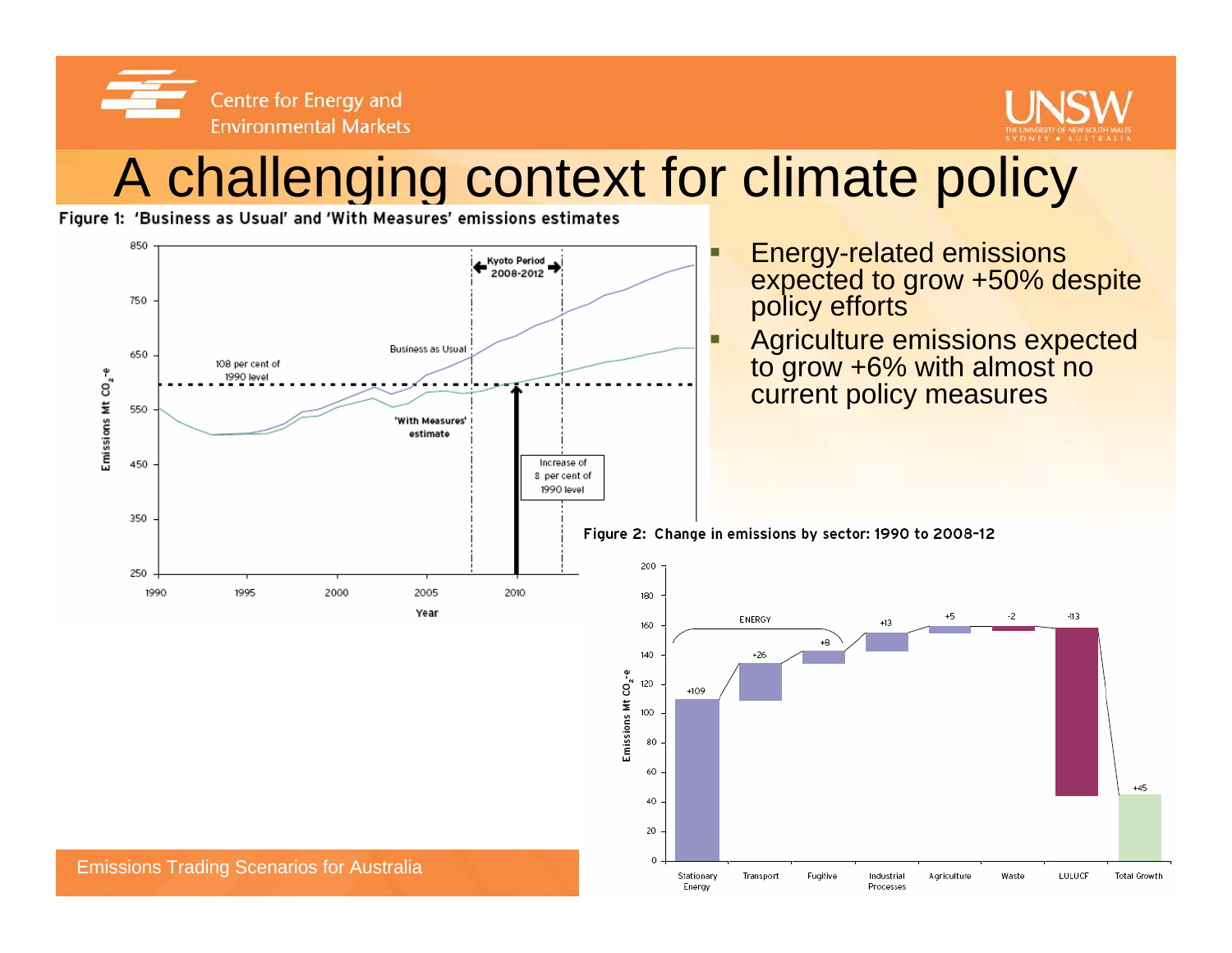# A challenging context for climate policy

Figure 1: 'Business as Usual' and 'With Measures' emissions estimates

Figure 2: Change in emissions by sector: 1990 to 2008-12

- Energy-related emissions expected to grow +50% despite policy efforts
- Agriculture emissions expected to grow +6% with almost no current policy measures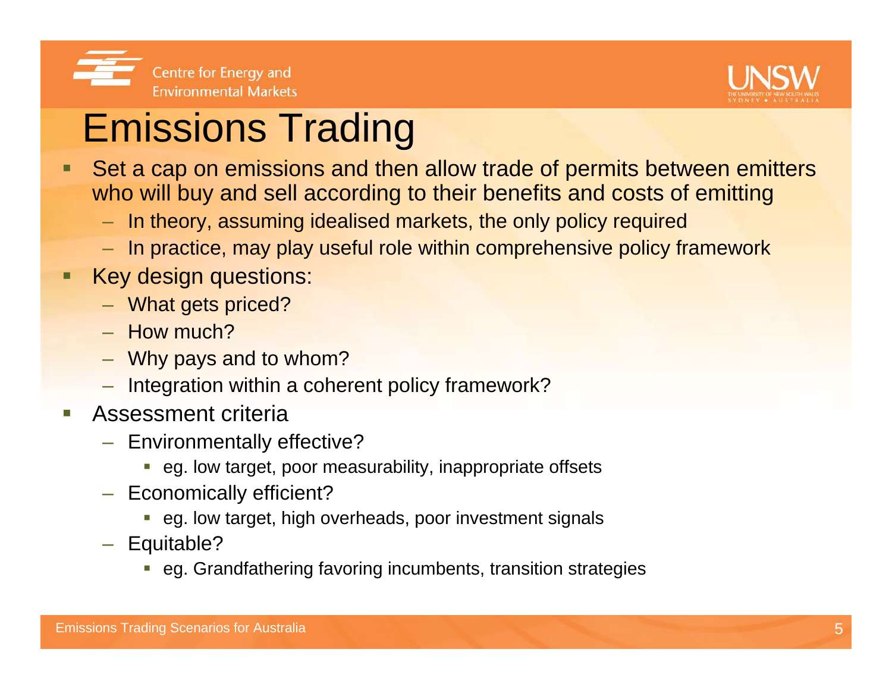# Emissions Trading

- Set a cap on emissions and then allow trade of permits between emitters who will buy and sell according to their benefits and costs of emitting
  - In theory, assuming idealised markets, the only policy required
  - In practice, may play useful role within comprehensive policy framework
- Key design questions:
  - What gets priced?
  - How much?
  - Why pays and to whom?
  - Integration within a coherent policy framework?
- Assessment criteria
  - Environmentally effective?
    - eg. low target, poor measurability, inappropriate offsets
  - Economically efficient?
    - eg. low target, high overheads, poor investment signals
  - Equitable?
    - eg. Grandfathering favoring incumbents, transition strategies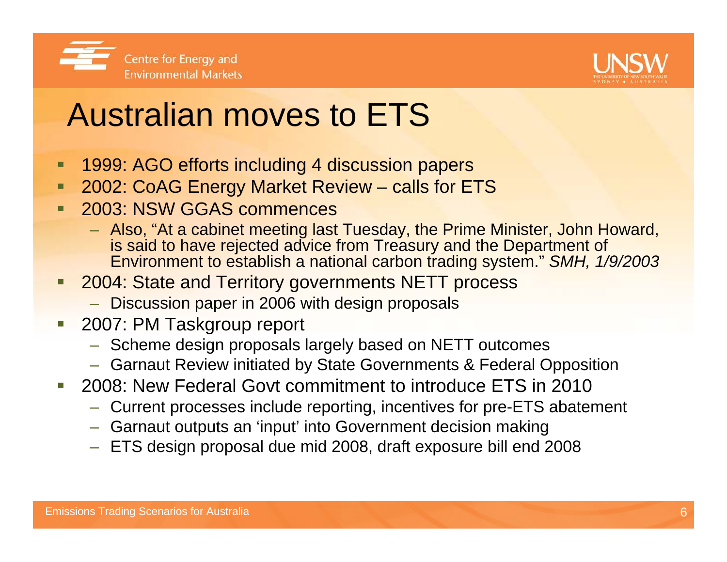# Australian moves to ETS

- 1999: AGO efforts including 4 discussion papers
- 2002: CoAG Energy Market Review – calls for ETS
- 2003: NSW GGAS commences
  - Also, "At a cabinet meeting last Tuesday, the Prime Minister, John Howard, is said to have rejected advice from Treasury and the Department of Environment to establish a national carbon trading system." *SMH, 1/9/2003*
- 2004: State and Territory governments NETT process
  - Discussion paper in 2006 with design proposals
- 2007: PM Taskgroup report
  - Scheme design proposals largely based on NETT outcomes
  - Garnaut Review initiated by State Governments & Federal Opposition
- 2008: New Federal Govt commitment to introduce ETS in 2010
  - Current processes include reporting, incentives for pre-ETS abatement
  - Garnaut outputs an 'input' into Government decision making
  - ETS design proposal due mid 2008, draft exposure bill end 2008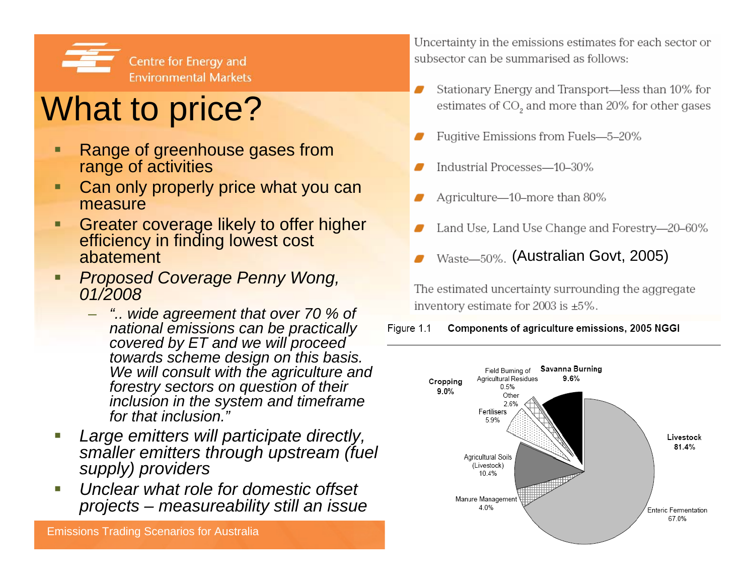Centre for Energy and Environmental Markets

# What to price?

- Range of greenhouse gases from range of activities
- Can only properly price what you can measure
- Greater coverage likely to offer higher efficiency in finding lowest cost abatement
- *Proposed Coverage Penny Wong, 01/2008*
  - *".. wide agreement that over 70 % of national emissions can be practically covered by ET and we will proceed towards scheme design on this basis. We will consult with the agriculture and forestry sectors on question of their inclusion in the system and timeframe for that inclusion."*
- *Large emitters will participate directly, smaller emitters through upstream (fuel supply) providers*
- *Unclear what role for domestic offset projects – measureability still an issue*

Uncertainty in the emissions estimates for each sector or subsector can be summarised as follows:

- Stationary Energy and Transport—less than 10% for estimates of $CO_2$ and more than 20% for other gases
- Fugitive Emissions from Fuels—5–20%
- Industrial Processes—10–30%
- Agriculture—10–more than 80%
- Land Use, Land Use Change and Forestry—20–60%
- Waste—50%. (Australian Govt, 2005)

The estimated uncertainty surrounding the aggregate inventory estimate for 2003 is ±5%.

Figure 1.1 **Components of agriculture emissions, 2005 NGGI**

| Component | Share |
|---|---|
| **Livestock** | **81.4%** |
| Enteric Fermentation | 67.0% |
| Manure Management | 4.0% |
| Agricultural Soils (Livestock) | 10.4% |
| **Cropping** | **9.0%** |
| Fertilisers | 5.9% |
| Other | 2.6% |
| Field Burning of Agricultural Residues | 0.5% |
| **Savanna Burning** | **9.6%** |

Emissions Trading Scenarios for Australia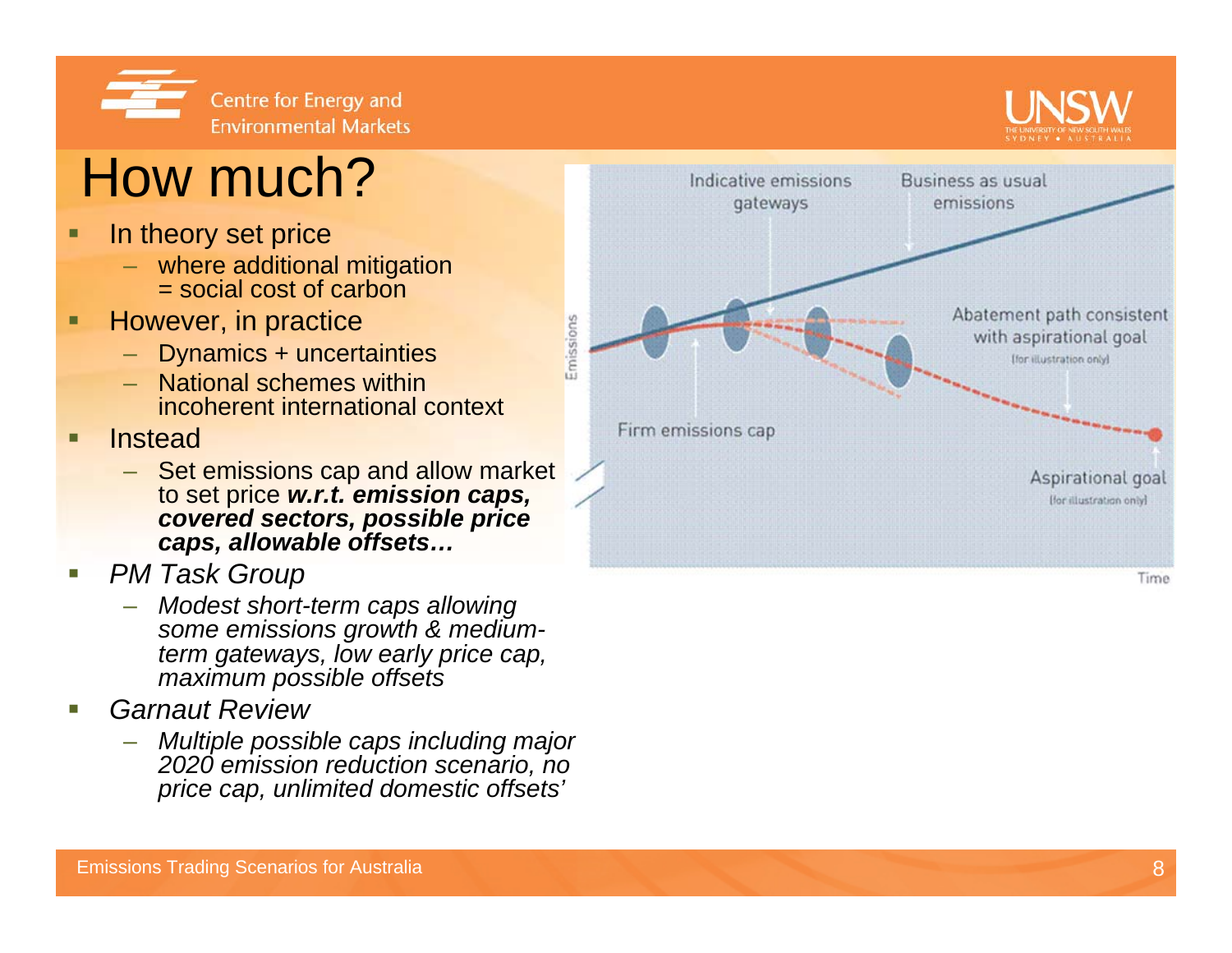# How much?

- In theory set price
  - where additional mitigation = social cost of carbon
- However, in practice
  - Dynamics + uncertainties
  - National schemes within incoherent international context
- Instead
  - Set emissions cap and allow market to set price ***w.r.t. emission caps, covered sectors, possible price caps, allowable offsets…***
- *PM Task Group*
  - *Modest short-term caps allowing some emissions growth & medium-term gateways, low early price cap, maximum possible offsets*
- *Garnaut Review*
  - *Multiple possible caps including major 2020 emission reduction scenario, no price cap, unlimited domestic offsets'*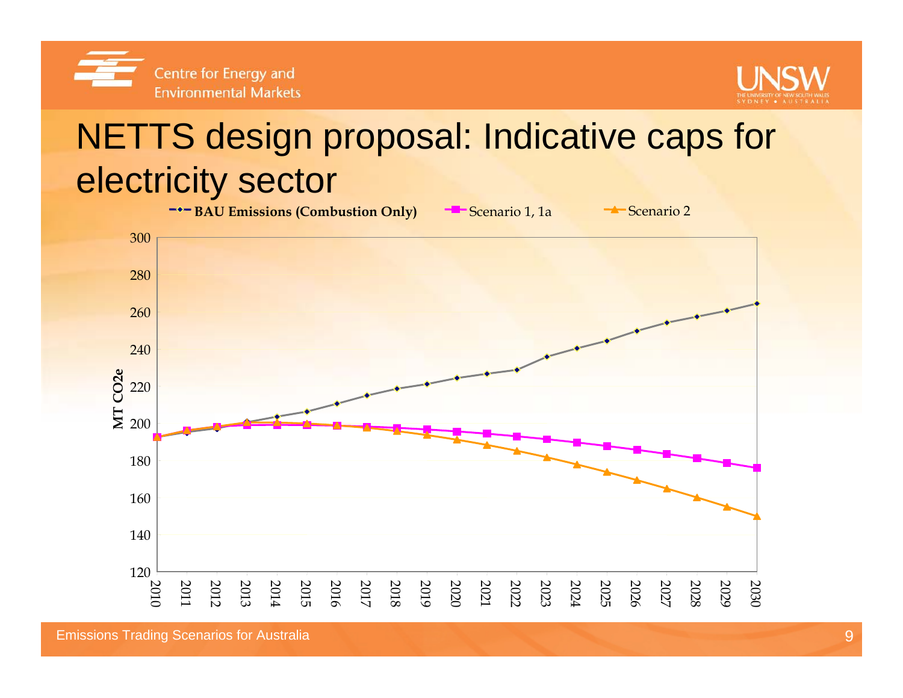# NETTS design proposal: Indicative caps for electricity sector

BAU Emissions (Combustion Only) | Scenario 1, 1a | Scenario 2

MT CO2e

300
280
260
240
220
200
180
160
140
120

2010 2011 2012 2013 2014 2015 2016 2017 2018 2019 2020 2021 2022 2023 2024 2025 2026 2027 2028 2029 2030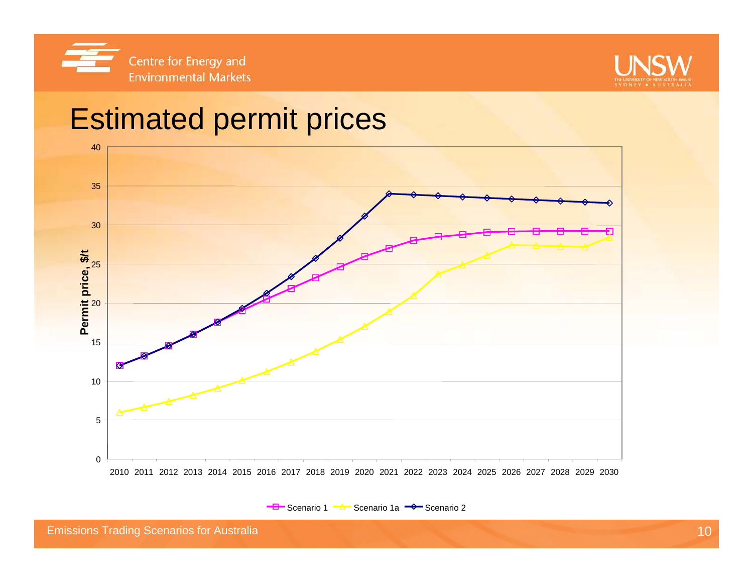# Estimated permit prices

Permit price, $/t

Scenario 1 | Scenario 1a | Scenario 2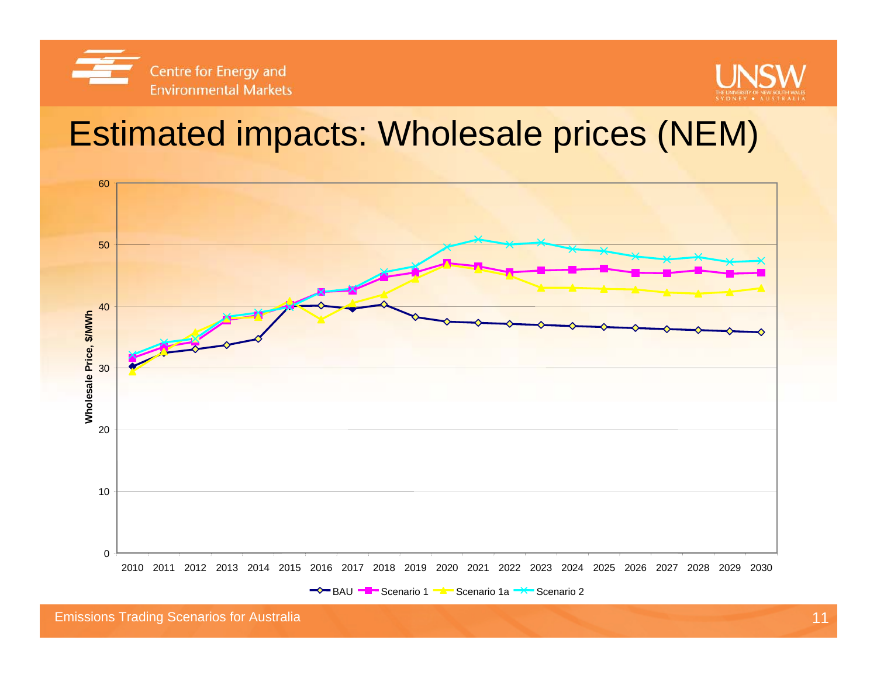# Estimated impacts: Wholesale prices (NEM)

Wholesale Price, $/MWh

0, 10, 20, 30, 40, 50, 60

2010 2011 2012 2013 2014 2015 2016 2017 2018 2019 2020 2021 2022 2023 2024 2025 2026 2027 2028 2029 2030

BAU, Scenario 1, Scenario 1a, Scenario 2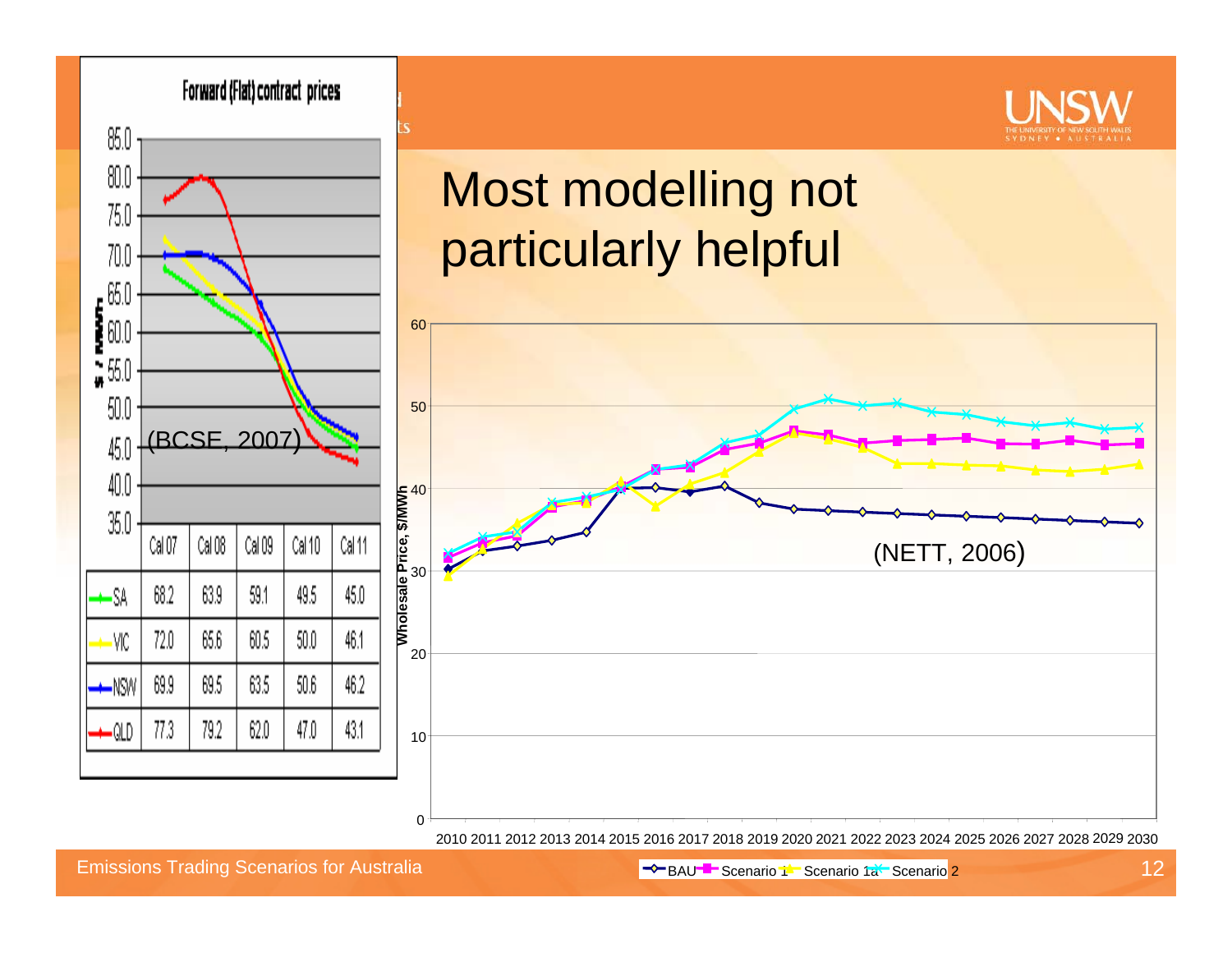# Most modelling not particularly helpful

**Forward (Flat) contract prices**

(BCSE, 2007)

| | Cal 07 | Cal 08 | Cal 09 | Cal 10 | Cal 11 |
|---|---|---|---|---|---|
| SA | 68.2 | 63.9 | 59.1 | 49.5 | 45.0 |
| VIC | 72.0 | 65.6 | 60.5 | 50.0 | 46.1 |
| NSW | 69.9 | 69.5 | 63.5 | 50.6 | 46.2 |
| QLD | 77.3 | 79.2 | 62.0 | 47.0 | 43.1 |

(NETT, 2006)

Wholesale Price, $/MWh

BAU, Scenario 1, Scenario 1a, Scenario 2

Emissions Trading Scenarios for Australia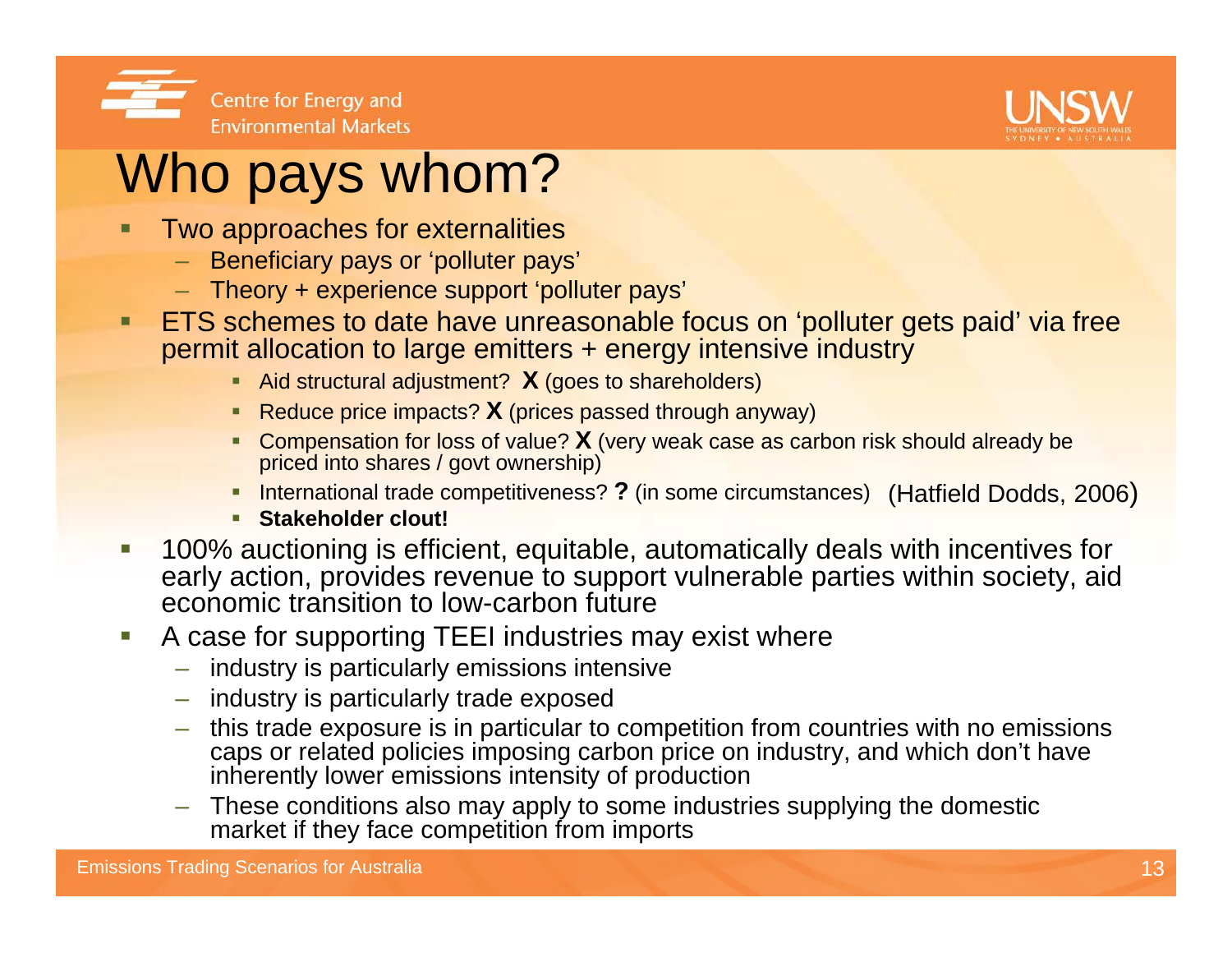# Who pays whom?

- Two approaches for externalities
  - Beneficiary pays or 'polluter pays'
  - Theory + experience support 'polluter pays'
- ETS schemes to date have unreasonable focus on 'polluter gets paid' via free permit allocation to large emitters + energy intensive industry
  - Aid structural adjustment? **X** (goes to shareholders)
  - Reduce price impacts? **X** (prices passed through anyway)
  - Compensation for loss of value? **X** (very weak case as carbon risk should already be priced into shares / govt ownership)
  - International trade competitiveness? **?** (in some circumstances) (Hatfield Dodds, 2006)
  - **Stakeholder clout!**
- 100% auctioning is efficient, equitable, automatically deals with incentives for early action, provides revenue to support vulnerable parties within society, aid economic transition to low-carbon future
- A case for supporting TEEI industries may exist where
  - industry is particularly emissions intensive
  - industry is particularly trade exposed
  - this trade exposure is in particular to competition from countries with no emissions caps or related policies imposing carbon price on industry, and which don't have inherently lower emissions intensity of production
  - These conditions also may apply to some industries supplying the domestic market if they face competition from imports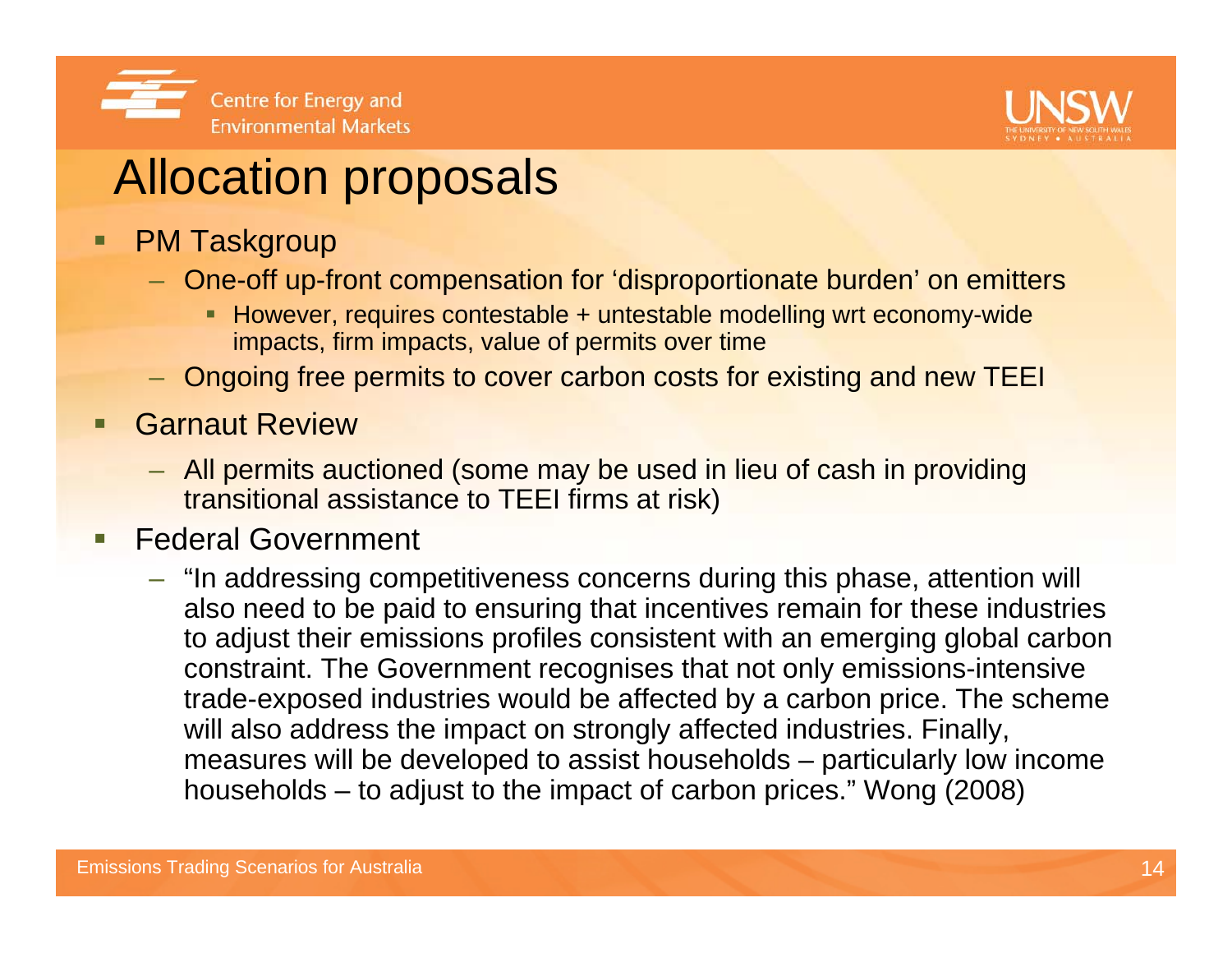# Allocation proposals

- PM Taskgroup
  - One-off up-front compensation for 'disproportionate burden' on emitters
    - However, requires contestable + untestable modelling wrt economy-wide impacts, firm impacts, value of permits over time
  - Ongoing free permits to cover carbon costs for existing and new TEEI
- Garnaut Review
  - All permits auctioned (some may be used in lieu of cash in providing transitional assistance to TEEI firms at risk)
- Federal Government
  - "In addressing competitiveness concerns during this phase, attention will also need to be paid to ensuring that incentives remain for these industries to adjust their emissions profiles consistent with an emerging global carbon constraint. The Government recognises that not only emissions-intensive trade-exposed industries would be affected by a carbon price. The scheme will also address the impact on strongly affected industries. Finally, measures will be developed to assist households – particularly low income households – to adjust to the impact of carbon prices." Wong (2008)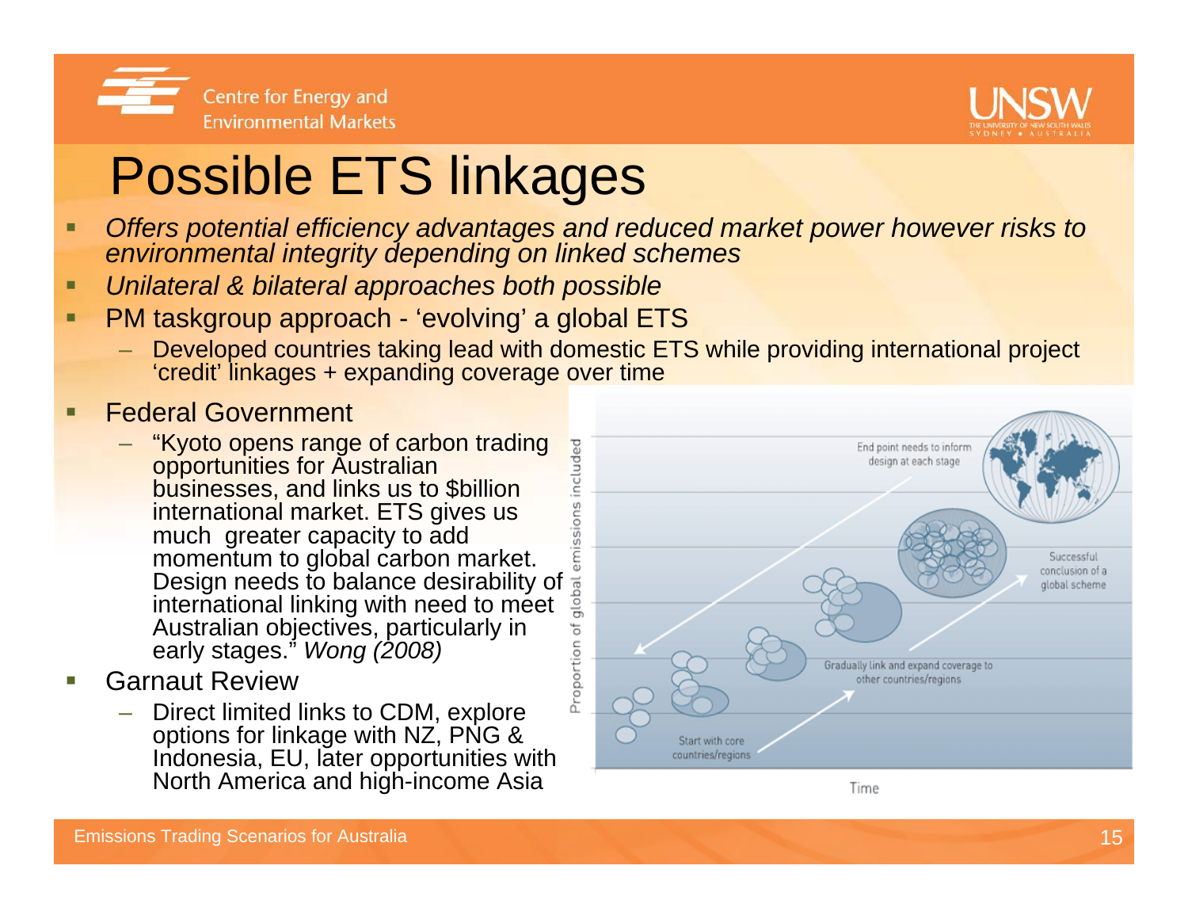# Possible ETS linkages

- *Offers potential efficiency advantages and reduced market power however risks to environmental integrity depending on linked schemes*
- *Unilateral & bilateral approaches both possible*
- PM taskgroup approach - 'evolving' a global ETS
  - Developed countries taking lead with domestic ETS while providing international project 'credit' linkages + expanding coverage over time
- Federal Government
  - "Kyoto opens range of carbon trading opportunities for Australian businesses, and links us to $billion international market. ETS gives us much greater capacity to add momentum to global carbon market. Design needs to balance desirability of international linking with need to meet Australian objectives, particularly in early stages." *Wong (2008)*
- Garnaut Review
  - Direct limited links to CDM, explore options for linkage with NZ, PNG & Indonesia, EU, later opportunities with North America and high-income Asia

Proportion of global emissions included

End point needs to inform design at each stage

Successful conclusion of a global scheme

Gradually link and expand coverage to other countries/regions

Start with core countries/regions

Time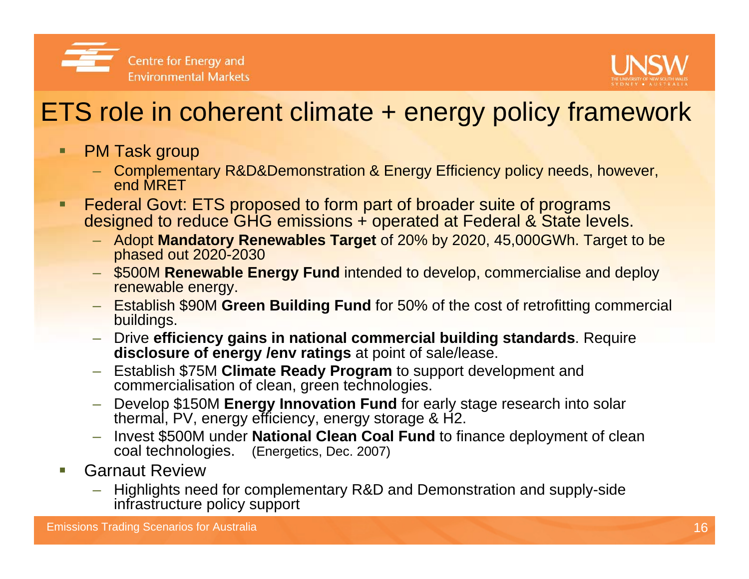# ETS role in coherent climate + energy policy framework

- PM Task group
  - Complementary R&D&Demonstration & Energy Efficiency policy needs, however, end MRET
- Federal Govt: ETS proposed to form part of broader suite of programs designed to reduce GHG emissions + operated at Federal & State levels.
  - Adopt **Mandatory Renewables Target** of 20% by 2020, 45,000GWh. Target to be phased out 2020-2030
  - $500M **Renewable Energy Fund** intended to develop, commercialise and deploy renewable energy.
  - Establish $90M **Green Building Fund** for 50% of the cost of retrofitting commercial buildings.
  - Drive **efficiency gains in national commercial building standards**. Require **disclosure of energy /env ratings** at point of sale/lease.
  - Establish $75M **Climate Ready Program** to support development and commercialisation of clean, green technologies.
  - Develop $150M **Energy Innovation Fund** for early stage research into solar thermal, PV, energy efficiency, energy storage & H2.
  - Invest $500M under **National Clean Coal Fund** to finance deployment of clean coal technologies. (Energetics, Dec. 2007)
- Garnaut Review
  - Highlights need for complementary R&D and Demonstration and supply-side infrastructure policy support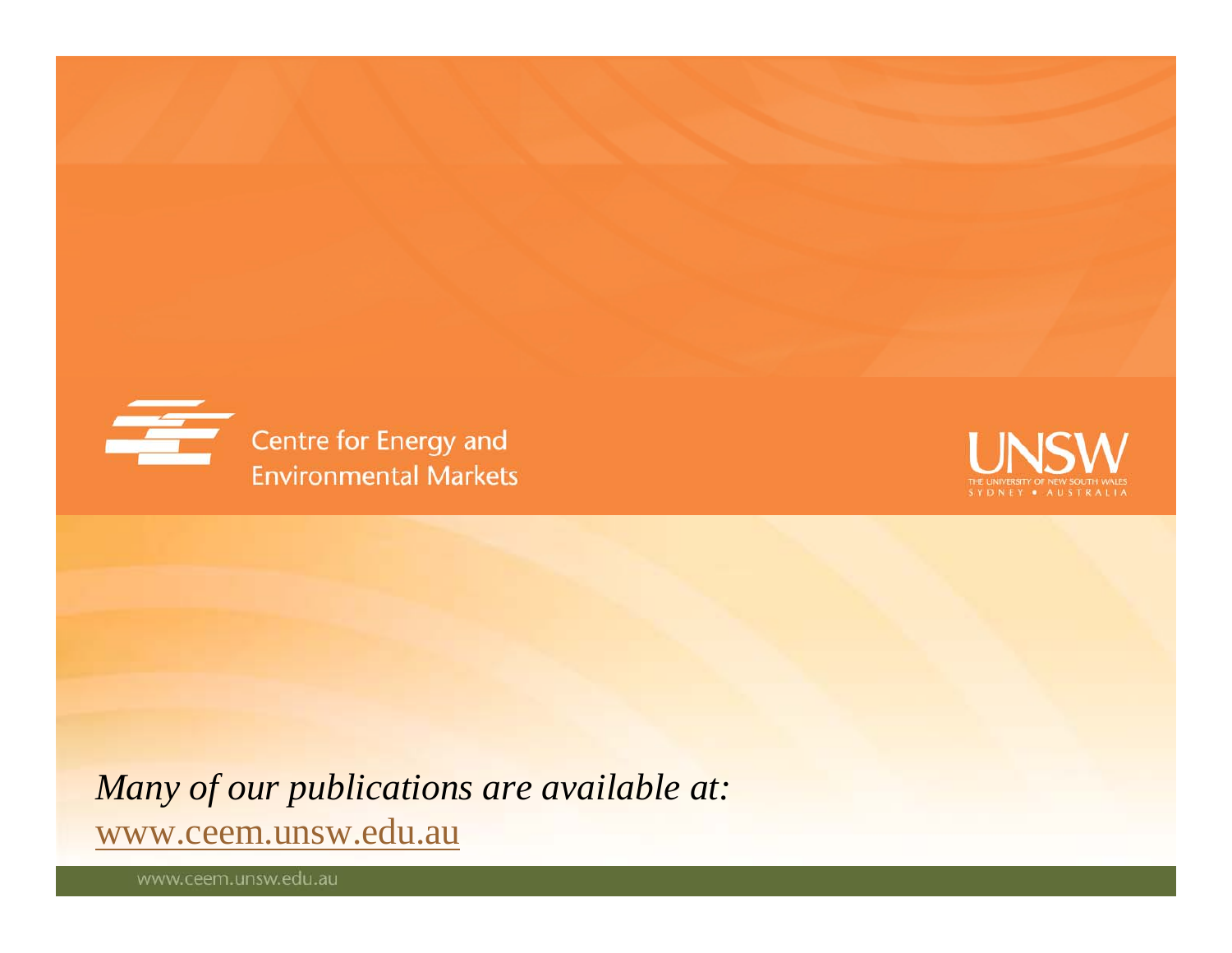Centre for Energy and Environmental Markets

UNSW
THE UNIVERSITY OF NEW SOUTH WALES
SYDNEY • AUSTRALIA

*Many of our publications are available at:*
[www.ceem.unsw.edu.au](http://www.ceem.unsw.edu.au)